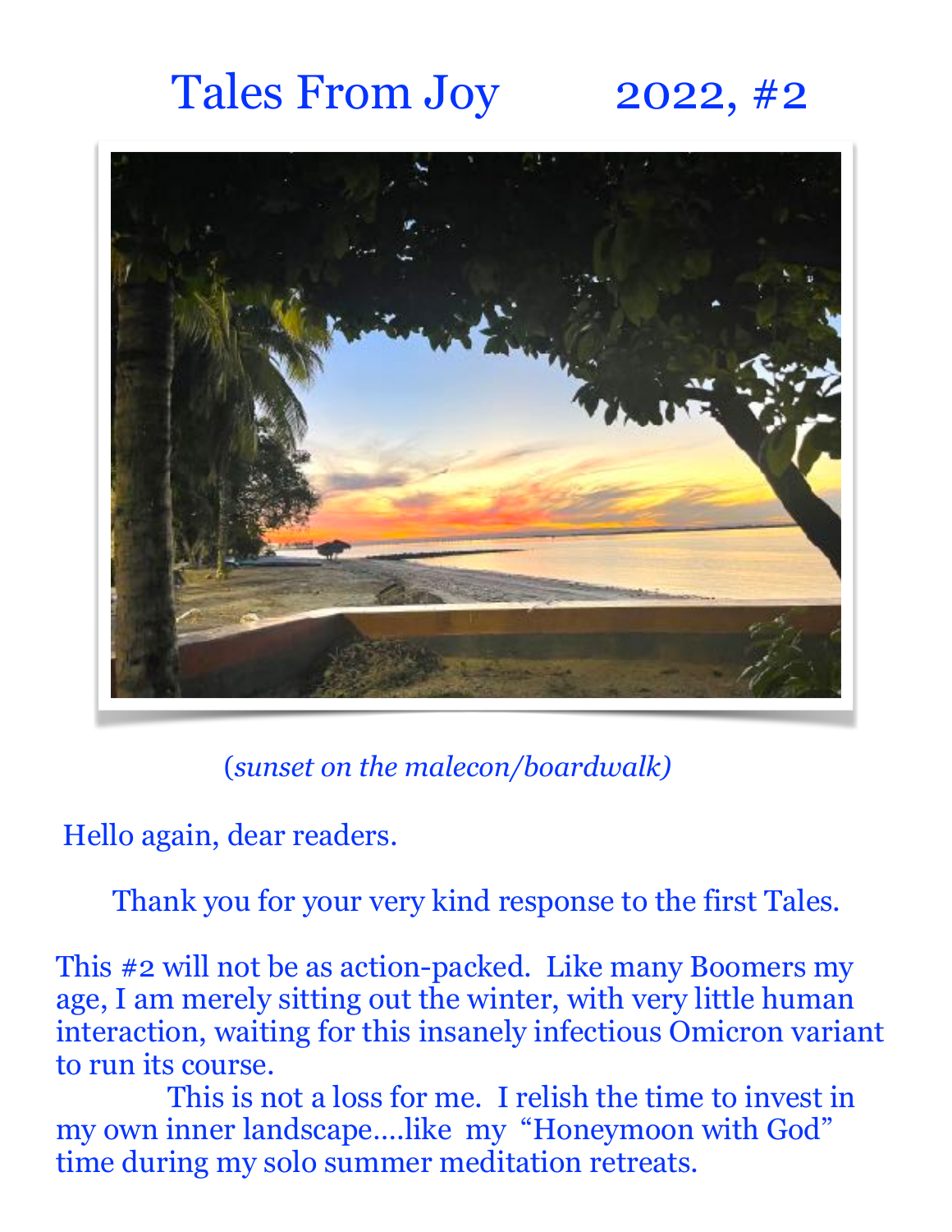# Tales From Joy 2022, #2

(*sunset on the malecon/boardwalk)*

Hello again, dear readers.

Thank you for your very kind response to the first Tales.

This #2 will not be as action-packed. Like many Boomers my age, I am merely sitting out the winter, with very little human interaction, waiting for this insanely infectious Omicron variant to run its course.

This is not a loss for me. I relish the time to invest in my own inner landscape....like my "Honeymoon with God" time during my solo summer meditation retreats.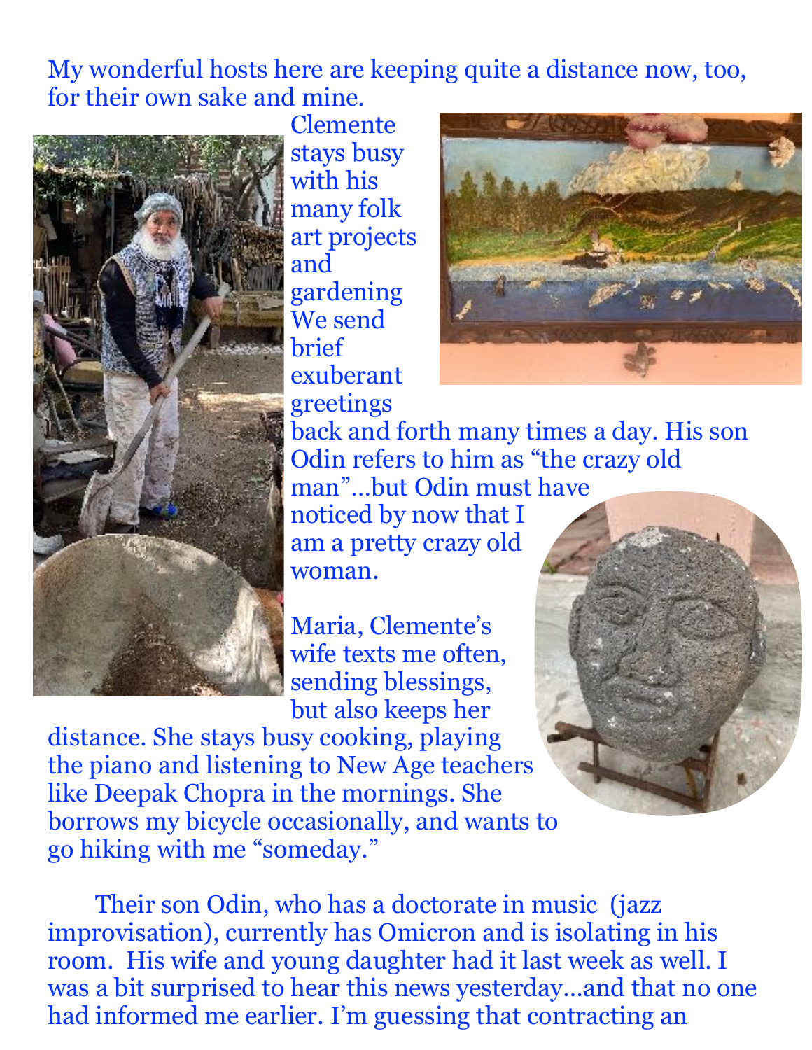My wonderful hosts here are keeping quite a distance now, too, for their own sake and mine.

Clemente stays busy with his many folk art projects and gardening We send brief exuberant greetings back and forth many times a day. His son Odin refers to him as "the crazy old man"…but Odin must have noticed by now that I am a pretty crazy old woman.

Maria, Clemente's wife texts me often, sending blessings, but also keeps her distance. She stays busy cooking, playing the piano and listening to New Age teachers like Deepak Chopra in the mornings. She borrows my bicycle occasionally, and wants to go hiking with me "someday."

Their son Odin, who has a doctorate in music (jazz improvisation), currently has Omicron and is isolating in his room. His wife and young daughter had it last week as well. I was a bit surprised to hear this news yesterday…and that no one had informed me earlier. I'm guessing that contracting an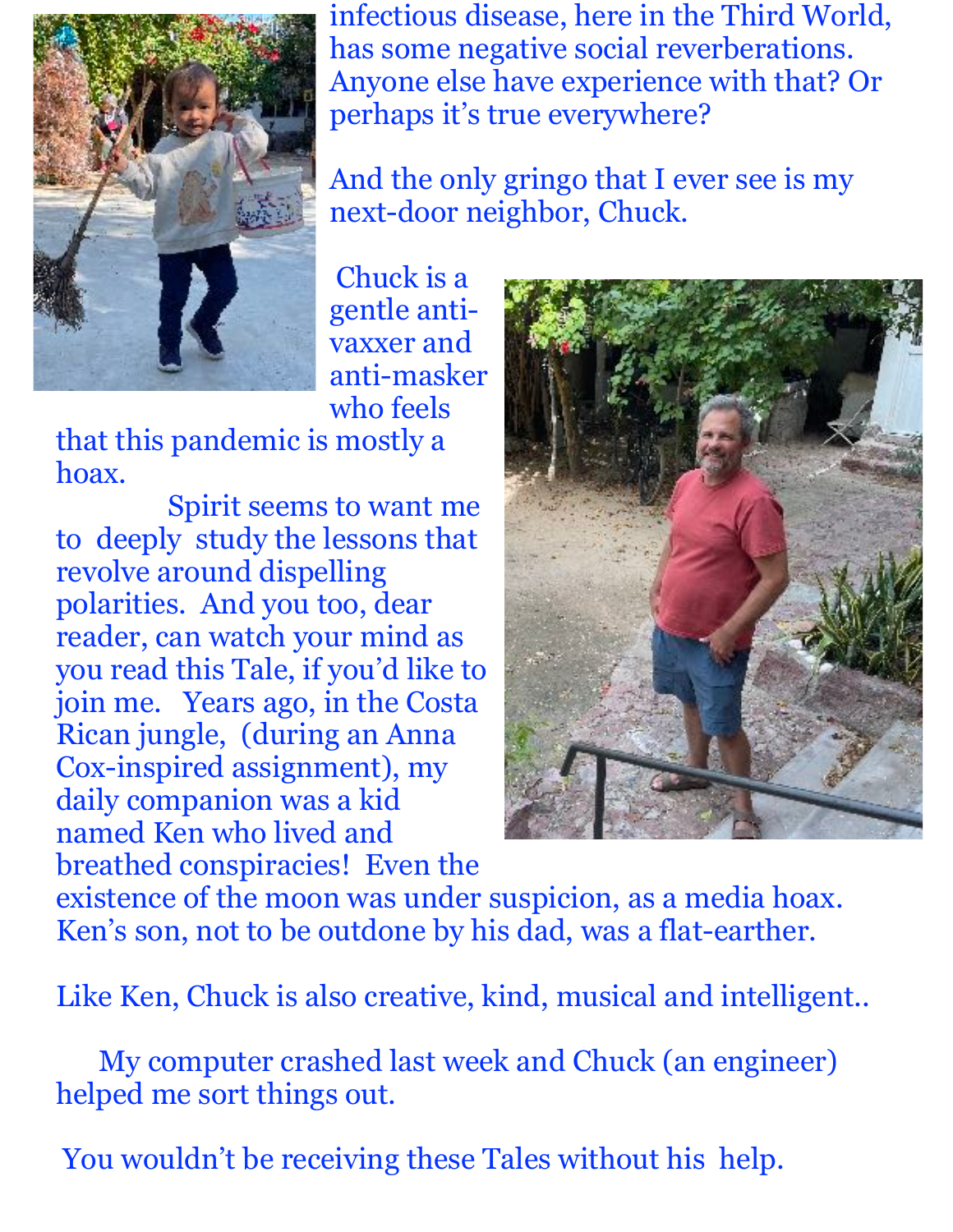infectious disease, here in the Third World, has some negative social reverberations. Anyone else have experience with that? Or perhaps it's true everywhere?

And the only gringo that I ever see is my next-door neighbor, Chuck.

Chuck is a gentle anti-vaxxer and anti-masker who feels that this pandemic is mostly a hoax.

Spirit seems to want me to deeply study the lessons that revolve around dispelling polarities. And you too, dear reader, can watch your mind as you read this Tale, if you'd like to join me. Years ago, in the Costa Rican jungle, (during an Anna Cox-inspired assignment), my daily companion was a kid named Ken who lived and breathed conspiracies! Even the existence of the moon was under suspicion, as a media hoax. Ken's son, not to be outdone by his dad, was a flat-earther.

Like Ken, Chuck is also creative, kind, musical and intelligent..

My computer crashed last week and Chuck (an engineer) helped me sort things out.

You wouldn't be receiving these Tales without his help.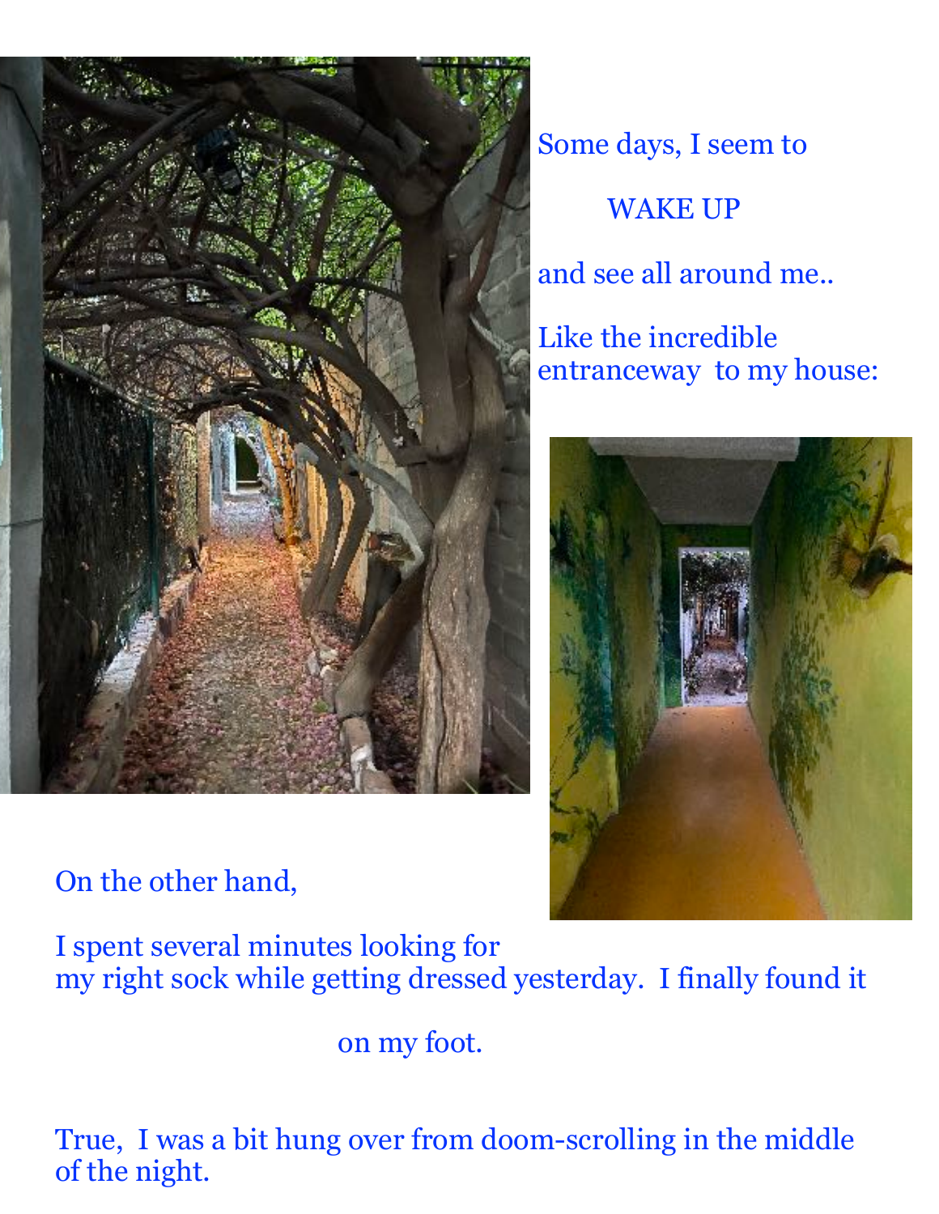Some days, I seem to

WAKE UP

and see all around me..

Like the incredible entranceway to my house:

On the other hand,

I spent several minutes looking for my right sock while getting dressed yesterday. I finally found it

on my foot.

True, I was a bit hung over from doom-scrolling in the middle of the night.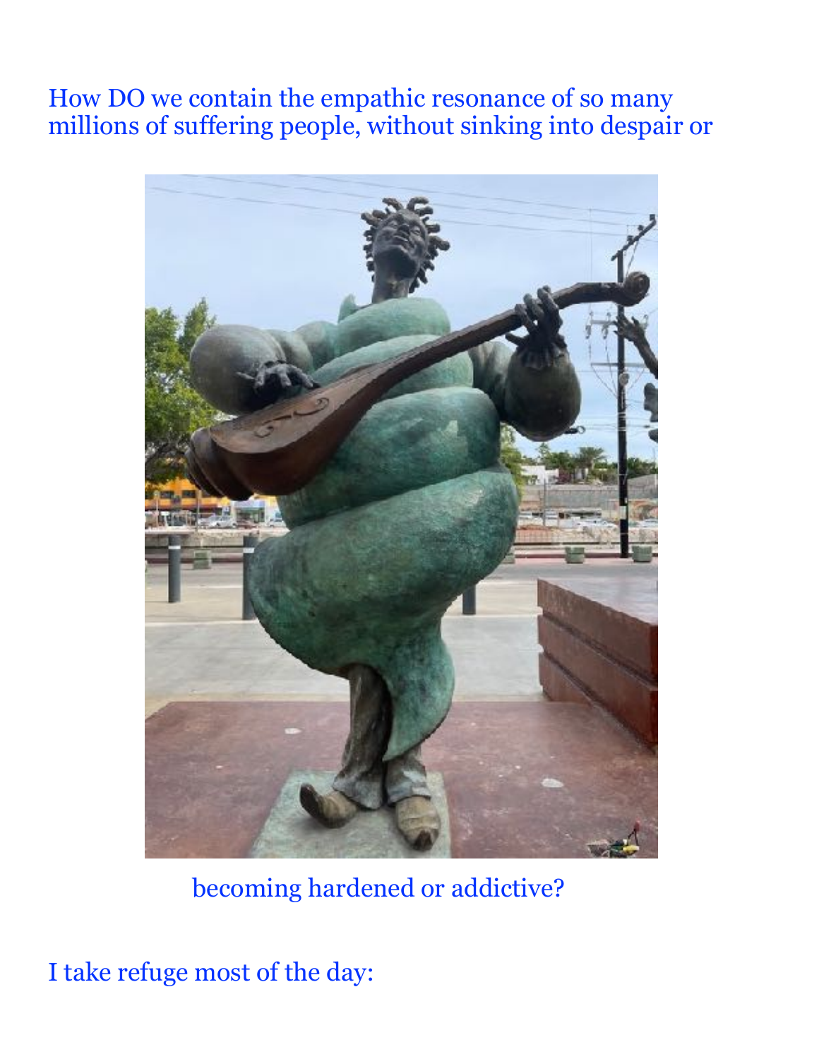How DO we contain the empathic resonance of so many millions of suffering people, without sinking into despair or

becoming hardened or addictive?

I take refuge most of the day: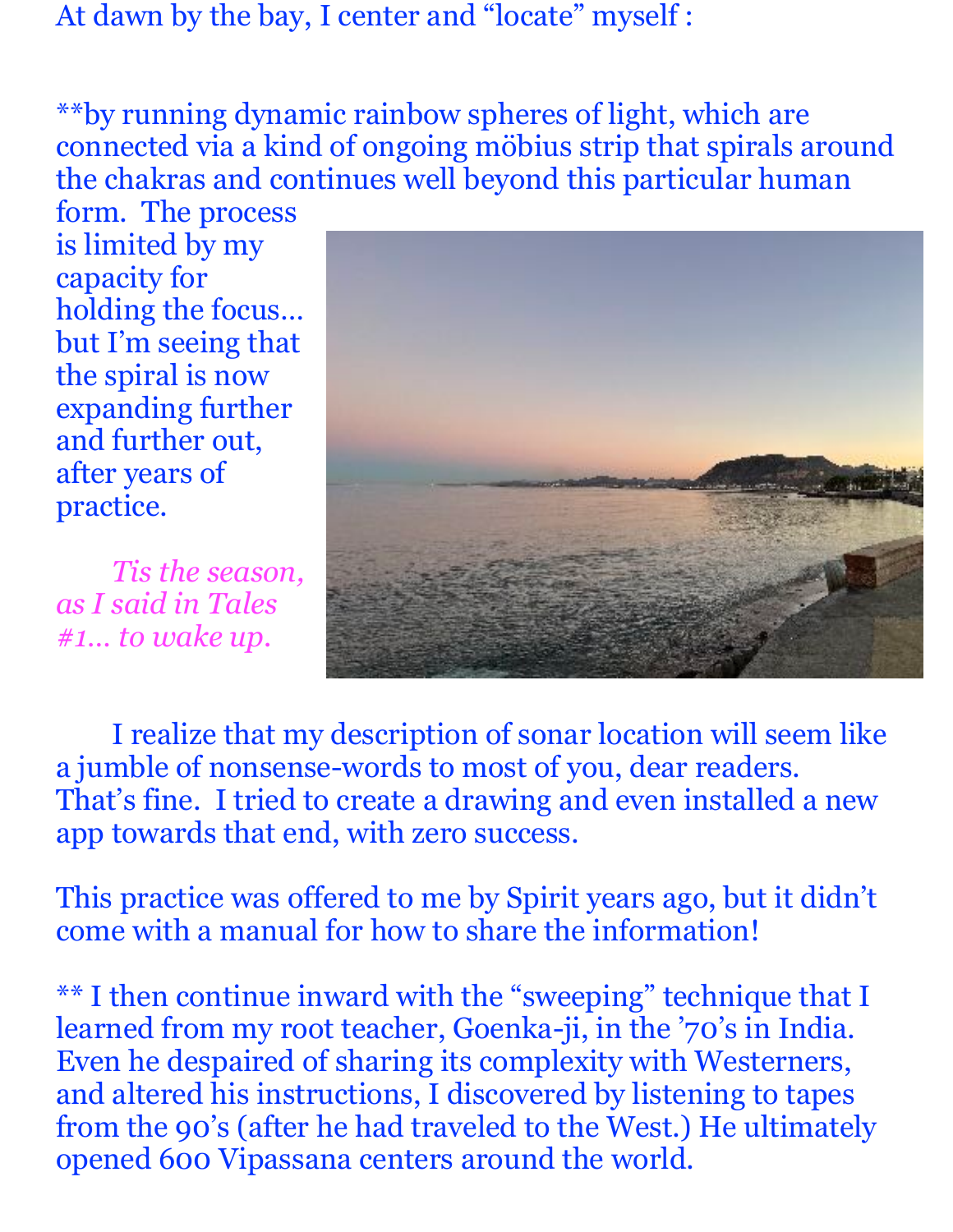At dawn by the bay, I center and “locate” myself :

**by running dynamic rainbow spheres of light, which are connected via a kind of ongoing möbius strip that spirals around the chakras and continues well beyond this particular human form. The process is limited by my capacity for holding the focus… but I’m seeing that the spiral is now expanding further and further out, after years of practice.

*Tis the season, as I said in Tales #1… to wake up.*

I realize that my description of sonar location will seem like a jumble of nonsense-words to most of you, dear readers. That’s fine. I tried to create a drawing and even installed a new app towards that end, with zero success.

This practice was offered to me by Spirit years ago, but it didn’t come with a manual for how to share the information!

** I then continue inward with the “sweeping” technique that I learned from my root teacher, Goenka-ji, in the ’70’s in India. Even he despaired of sharing its complexity with Westerners, and altered his instructions, I discovered by listening to tapes from the 90’s (after he had traveled to the West.) He ultimately opened 600 Vipassana centers around the world.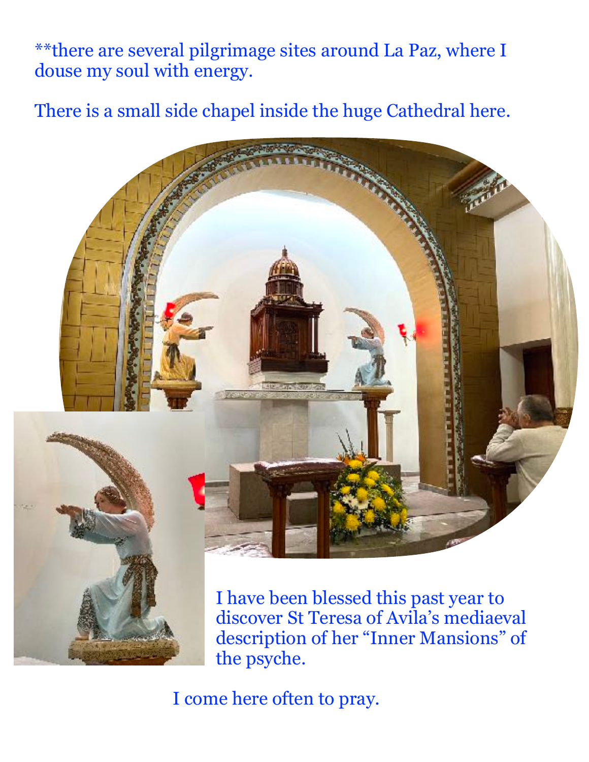**there are several pilgrimage sites around La Paz, where I douse my soul with energy.

There is a small side chapel inside the huge Cathedral here.

I have been blessed this past year to discover St Teresa of Avila's mediaeval description of her "Inner Mansions" of the psyche.

I come here often to pray.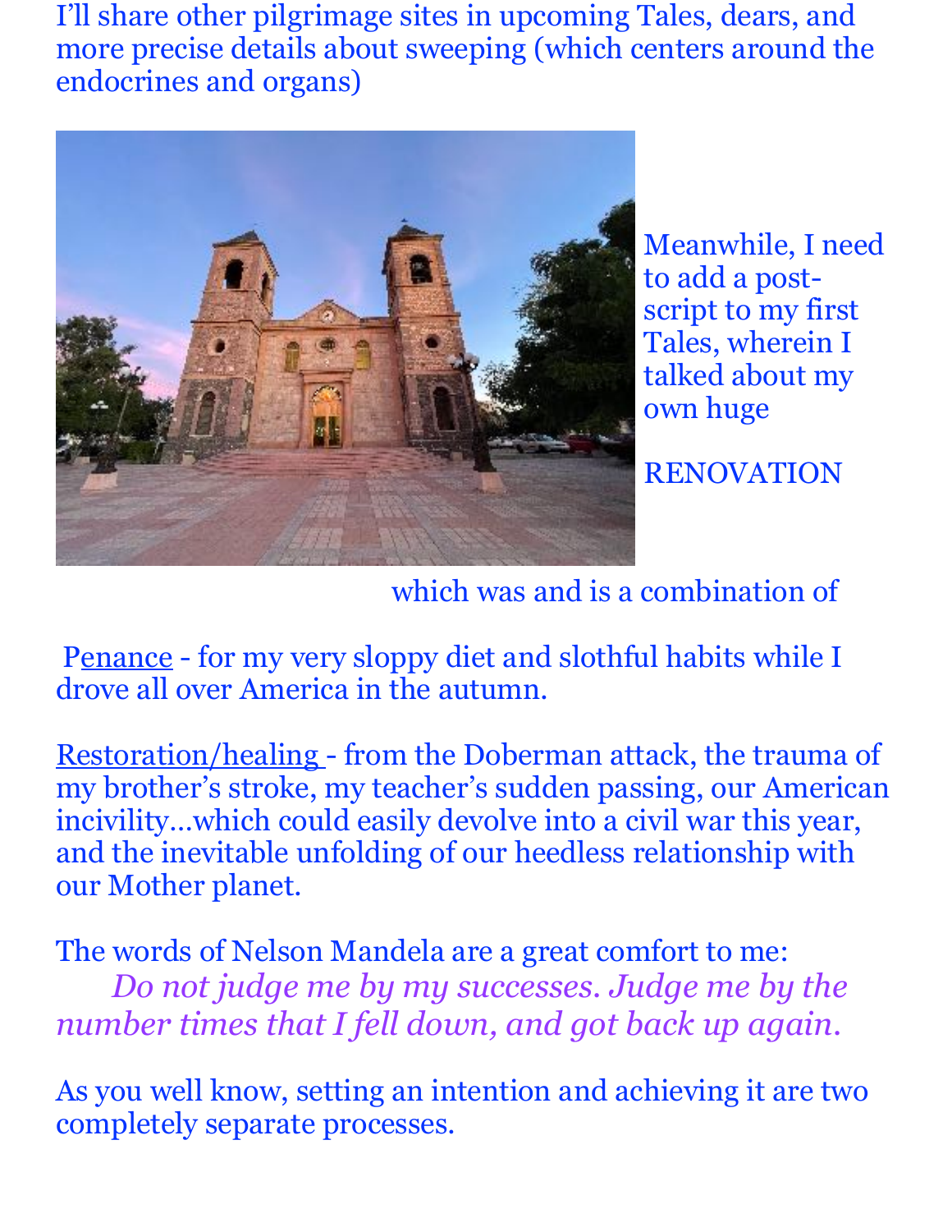I'll share other pilgrimage sites in upcoming Tales, dears, and more precise details about sweeping (which centers around the endocrines and organs)

Meanwhile, I need to add a post-script to my first Tales, wherein I talked about my own huge

RENOVATION

which was and is a combination of

Penance - for my very sloppy diet and slothful habits while I drove all over America in the autumn.

Restoration/healing - from the Doberman attack, the trauma of my brother's stroke, my teacher's sudden passing, our American incivility…which could easily devolve into a civil war this year, and the inevitable unfolding of our heedless relationship with our Mother planet.

The words of Nelson Mandela are a great comfort to me:

*Do not judge me by my successes. Judge me by the number times that I fell down, and got back up again.*

As you well know, setting an intention and achieving it are two completely separate processes.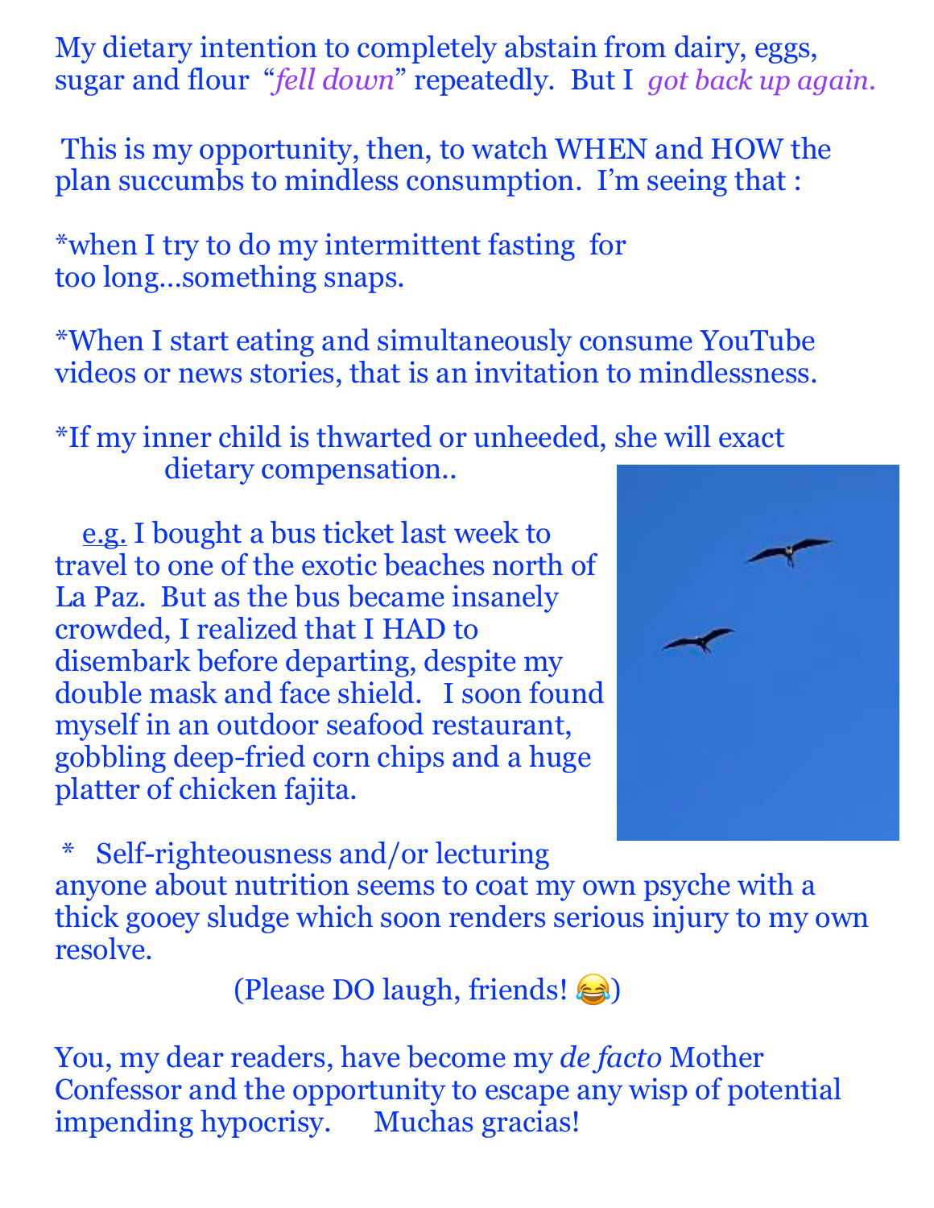My dietary intention to completely abstain from dairy, eggs, sugar and flour "*fell down*" repeatedly. But I *got back up again.*

This is my opportunity, then, to watch WHEN and HOW the plan succumbs to mindless consumption. I'm seeing that :

*when I try to do my intermittent fasting for too long…something snaps.

*When I start eating and simultaneously consume YouTube videos or news stories, that is an invitation to mindlessness.

*If my inner child is thwarted or unheeded, she will exact dietary compensation..

<u>e.g.</u> I bought a bus ticket last week to travel to one of the exotic beaches north of La Paz. But as the bus became insanely crowded, I realized that I HAD to disembark before departing, despite my double mask and face shield. I soon found myself in an outdoor seafood restaurant, gobbling deep-fried corn chips and a huge platter of chicken fajita.

\* Self-righteousness and/or lecturing anyone about nutrition seems to coat my own psyche with a thick gooey sludge which soon renders serious injury to my own resolve.

(Please DO laugh, friends! 😂)

You, my dear readers, have become my *de facto* Mother Confessor and the opportunity to escape any wisp of potential impending hypocrisy. Muchas gracias!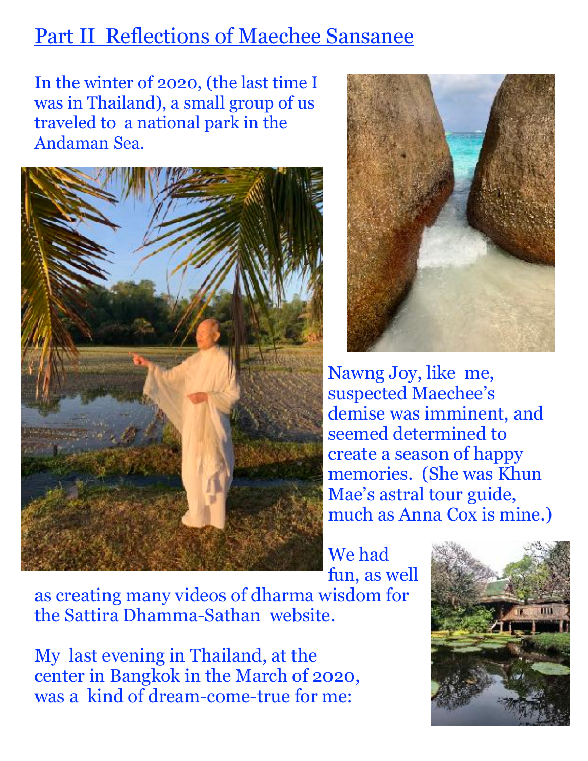## Part II Reflections of Maechee Sansanee

In the winter of 2020, (the last time I was in Thailand), a small group of us traveled to a national park in the Andaman Sea.

Nawng Joy, like me, suspected Maechee's demise was imminent, and seemed determined to create a season of happy memories. (She was Khun Mae's astral tour guide, much as Anna Cox is mine.)

We had fun, as well as creating many videos of dharma wisdom for the Sattira Dhamma-Sathan website.

My last evening in Thailand, at the center in Bangkok in the March of 2020, was a kind of dream-come-true for me: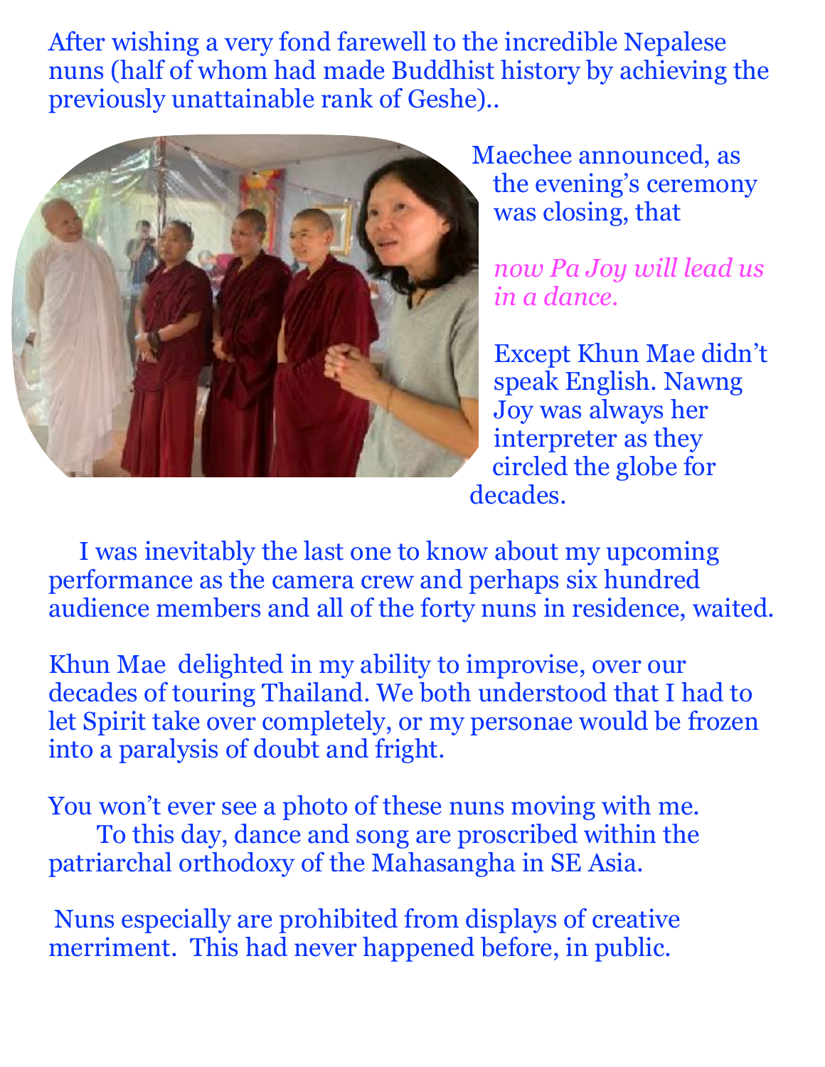After wishing a very fond farewell to the incredible Nepalese nuns (half of whom had made Buddhist history by achieving the previously unattainable rank of Geshe)..

Maechee announced, as the evening's ceremony was closing, that

*now Pa Joy will lead us in a dance.*

Except Khun Mae didn't speak English. Nawng Joy was always her interpreter as they circled the globe for decades.

I was inevitably the last one to know about my upcoming performance as the camera crew and perhaps six hundred audience members and all of the forty nuns in residence, waited.

Khun Mae delighted in my ability to improvise, over our decades of touring Thailand. We both understood that I had to let Spirit take over completely, or my personae would be frozen into a paralysis of doubt and fright.

You won't ever see a photo of these nuns moving with me. To this day, dance and song are proscribed within the patriarchal orthodoxy of the Mahasangha in SE Asia.

Nuns especially are prohibited from displays of creative merriment. This had never happened before, in public.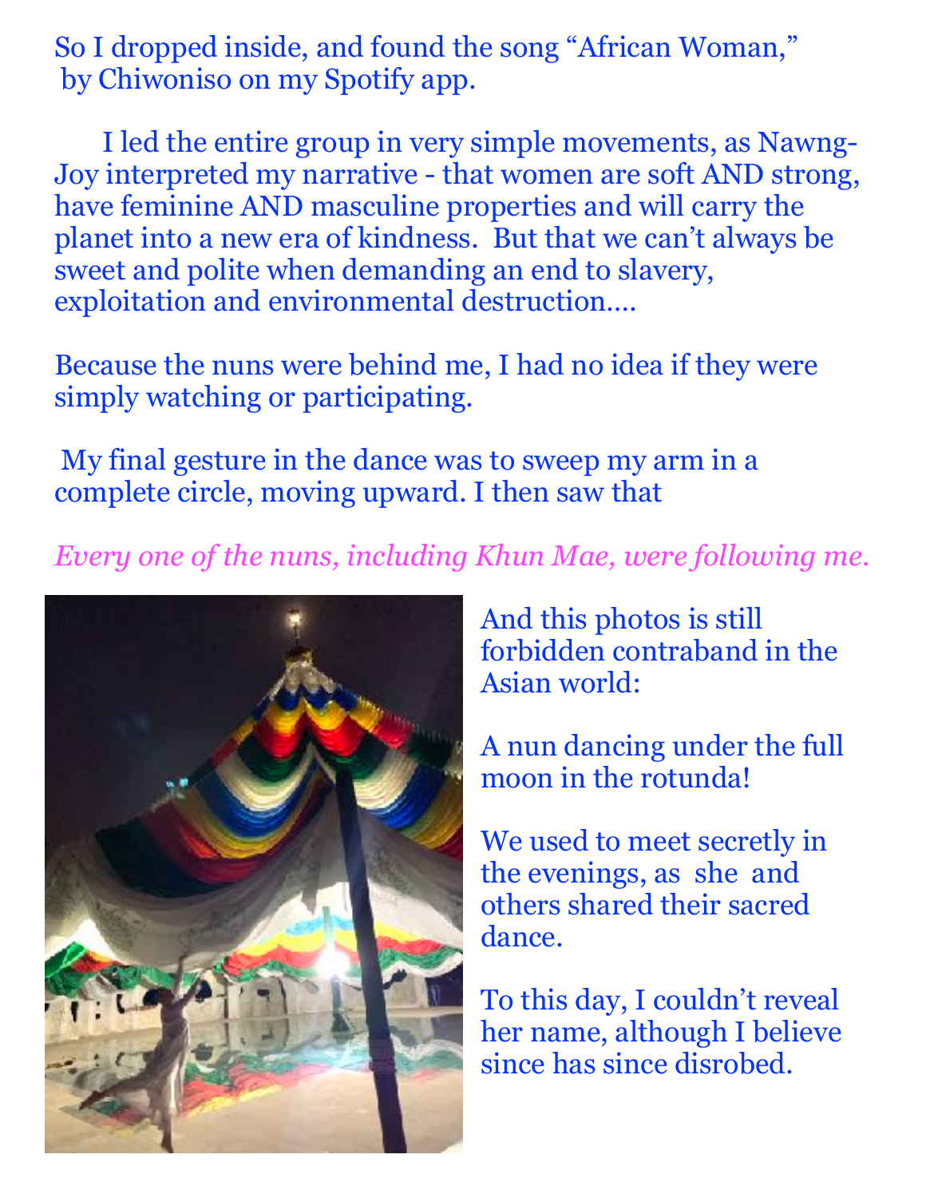So I dropped inside, and found the song "African Woman," by Chiwoniso on my Spotify app.

I led the entire group in very simple movements, as Nawng-Joy interpreted my narrative - that women are soft AND strong, have feminine AND masculine properties and will carry the planet into a new era of kindness. But that we can't always be sweet and polite when demanding an end to slavery, exploitation and environmental destruction….

Because the nuns were behind me, I had no idea if they were simply watching or participating.

My final gesture in the dance was to sweep my arm in a complete circle, moving upward. I then saw that

*Every one of the nuns, including Khun Mae, were following me.*

And this photos is still forbidden contraband in the Asian world:

A nun dancing under the full moon in the rotunda!

We used to meet secretly in the evenings, as she and others shared their sacred dance.

To this day, I couldn't reveal her name, although I believe since has since disrobed.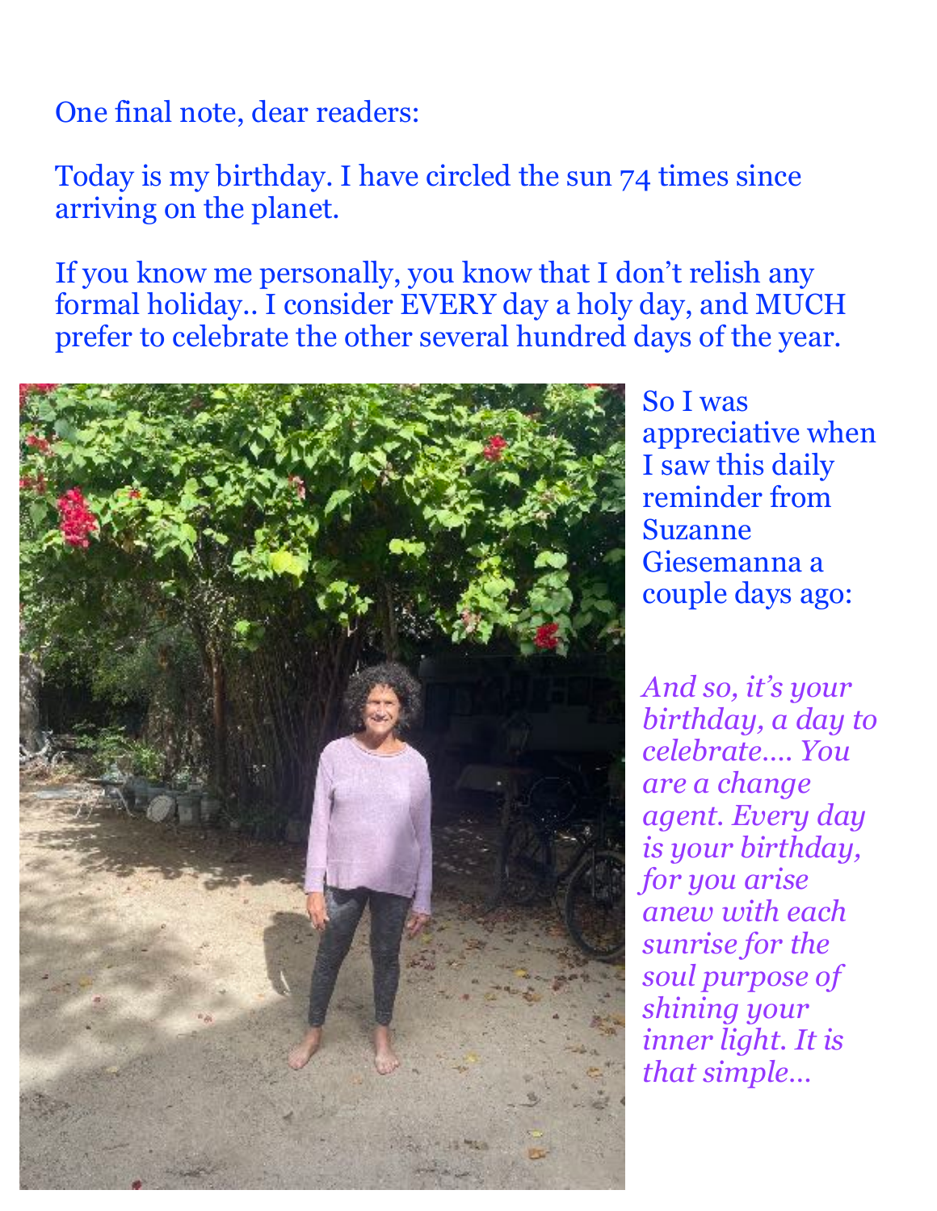One final note, dear readers:

Today is my birthday. I have circled the sun 74 times since arriving on the planet.

If you know me personally, you know that I don't relish any formal holiday.. I consider EVERY day a holy day, and MUCH prefer to celebrate the other several hundred days of the year.

So I was appreciative when I saw this daily reminder from Suzanne Giesemanna a couple days ago:

*And so, it's your birthday, a day to celebrate.... You are a change agent. Every day is your birthday, for you arise anew with each sunrise for the soul purpose of shining your inner light. It is that simple...*